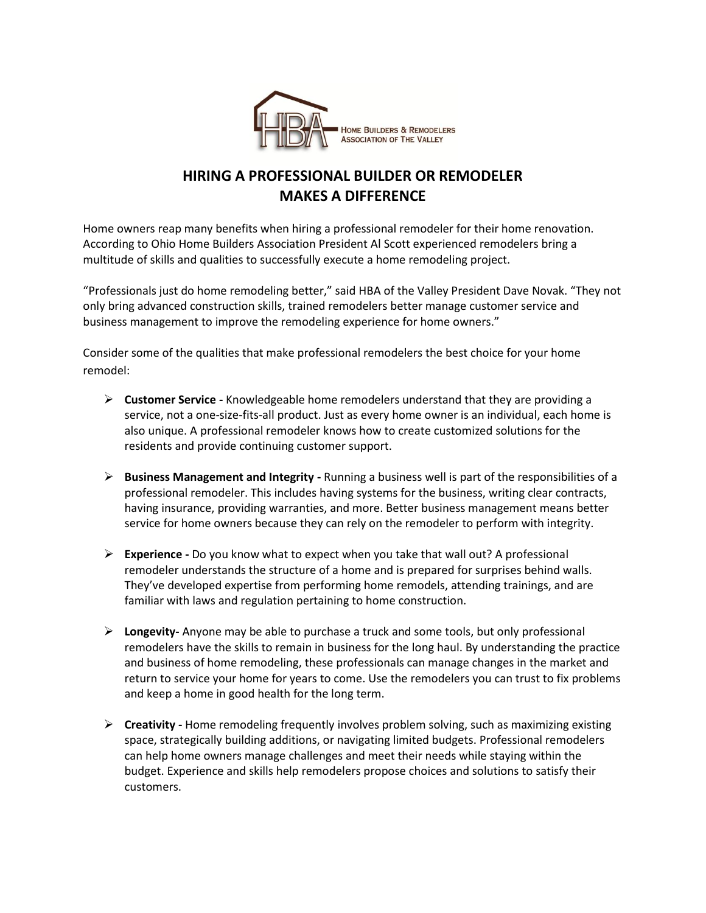HOME BUILDERS & REMODELERS ASSOCIATION OF THE VALLEY

# HIRING A PROFESSIONAL BUILDER OR REMODELER MAKES A DIFFERENCE

Home owners reap many benefits when hiring a professional remodeler for their home renovation. According to Ohio Home Builders Association President Al Scott experienced remodelers bring a multitude of skills and qualities to successfully execute a home remodeling project.

"Professionals just do home remodeling better," said HBA of the Valley President Dave Novak. "They not only bring advanced construction skills, trained remodelers better manage customer service and business management to improve the remodeling experience for home owners."

Consider some of the qualities that make professional remodelers the best choice for your home remodel:

- **Customer Service -** Knowledgeable home remodelers understand that they are providing a service, not a one-size-fits-all product. Just as every home owner is an individual, each home is also unique. A professional remodeler knows how to create customized solutions for the residents and provide continuing customer support.

- **Business Management and Integrity -** Running a business well is part of the responsibilities of a professional remodeler. This includes having systems for the business, writing clear contracts, having insurance, providing warranties, and more. Better business management means better service for home owners because they can rely on the remodeler to perform with integrity.

- **Experience -** Do you know what to expect when you take that wall out? A professional remodeler understands the structure of a home and is prepared for surprises behind walls. They've developed expertise from performing home remodels, attending trainings, and are familiar with laws and regulation pertaining to home construction.

- **Longevity-** Anyone may be able to purchase a truck and some tools, but only professional remodelers have the skills to remain in business for the long haul. By understanding the practice and business of home remodeling, these professionals can manage changes in the market and return to service your home for years to come. Use the remodelers you can trust to fix problems and keep a home in good health for the long term.

- **Creativity -** Home remodeling frequently involves problem solving, such as maximizing existing space, strategically building additions, or navigating limited budgets. Professional remodelers can help home owners manage challenges and meet their needs while staying within the budget. Experience and skills help remodelers propose choices and solutions to satisfy their customers.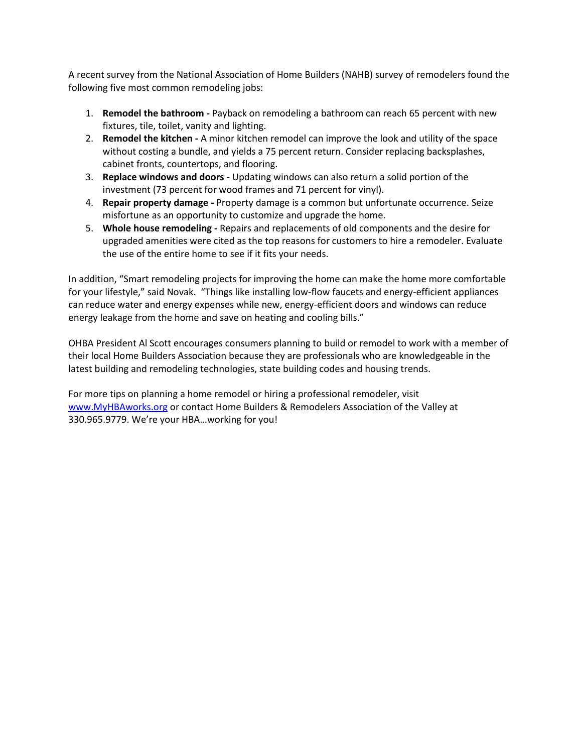A recent survey from the National Association of Home Builders (NAHB) survey of remodelers found the following five most common remodeling jobs:

1. **Remodel the bathroom -** Payback on remodeling a bathroom can reach 65 percent with new fixtures, tile, toilet, vanity and lighting.
2. **Remodel the kitchen -** A minor kitchen remodel can improve the look and utility of the space without costing a bundle, and yields a 75 percent return. Consider replacing backsplashes, cabinet fronts, countertops, and flooring.
3. **Replace windows and doors -** Updating windows can also return a solid portion of the investment (73 percent for wood frames and 71 percent for vinyl).
4. **Repair property damage -** Property damage is a common but unfortunate occurrence. Seize misfortune as an opportunity to customize and upgrade the home.
5. **Whole house remodeling -** Repairs and replacements of old components and the desire for upgraded amenities were cited as the top reasons for customers to hire a remodeler. Evaluate the use of the entire home to see if it fits your needs.

In addition, "Smart remodeling projects for improving the home can make the home more comfortable for your lifestyle," said Novak. "Things like installing low-flow faucets and energy-efficient appliances can reduce water and energy expenses while new, energy-efficient doors and windows can reduce energy leakage from the home and save on heating and cooling bills."

OHBA President Al Scott encourages consumers planning to build or remodel to work with a member of their local Home Builders Association because they are professionals who are knowledgeable in the latest building and remodeling technologies, state building codes and housing trends.

For more tips on planning a home remodel or hiring a professional remodeler, visit www.MyHBAworks.org or contact Home Builders & Remodelers Association of the Valley at 330.965.9779. We're your HBA…working for you!